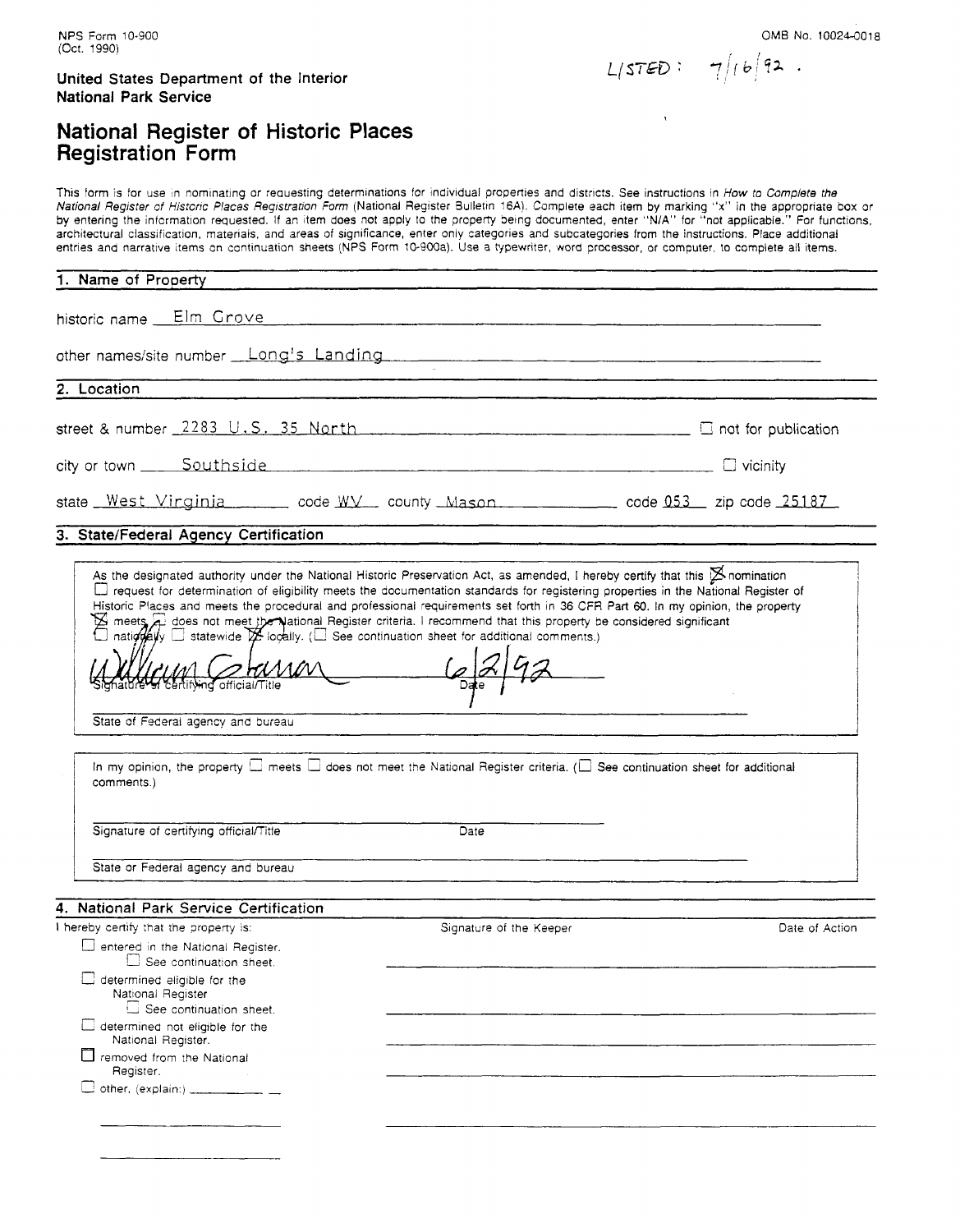NPS Form 10-900
(Oct. 1990)

OMB No. 10024-0018

LISTED: 7/16/92.

**United States Department of the Interior**
**National Park Service**

# National Register of Historic Places Registration Form

This form is for use in nominating or requesting determinations for individual properties and districts. See instructions in *How to Complete the National Register of Historic Places Registration Form* (National Register Bulletin 16A). Complete each item by marking "x" in the appropriate box or by entering the information requested. If an item does not apply to the property being documented, enter "N/A" for "not applicable." For functions, architectural classification, materials, and areas of significance, enter only categories and subcategories from the instructions. Place additional entries and narrative items on continuation sheets (NPS Form 10-900a). Use a typewriter, word processor, or computer, to complete all items.

## 1. Name of Property

historic name: Elm Grove

other names/site number: Long's Landing

## 2. Location

street & number: 2283 U.S. 35 North ☐ not for publication

city or town: Southside ☐ vicinity

state: West Virginia code: WV county: Mason code: 053 zip code: 25187

## 3. State/Federal Agency Certification

As the designated authority under the National Historic Preservation Act, as amended, I hereby certify that this ☒ nomination ☐ request for determination of eligibility meets the documentation standards for registering properties in the National Register of Historic Places and meets the procedural and professional requirements set forth in 36 CFR Part 60. In my opinion, the property ☒ meets ☐ does not meet the National Register criteria. I recommend that this property be considered significant ☐ nationally ☐ statewide ☒ locally. (☐ See continuation sheet for additional comments.)

William Drennan [signature] 6/2/92

Signature of certifying official/Title Date

State of Federal agency and bureau

In my opinion, the property ☐ meets ☐ does not meet the National Register criteria. (☐ See continuation sheet for additional comments.)

Signature of certifying official/Title Date

State or Federal agency and bureau

## 4. National Park Service Certification

I hereby certify that the property is: Signature of the Keeper Date of Action

- ☐ entered in the National Register.
  - ☐ See continuation sheet.
- ☐ determined eligible for the National Register
  - ☐ See continuation sheet.
- ☐ determined not eligible for the National Register.
- ☐ removed from the National Register.
- ☐ other, (explain:)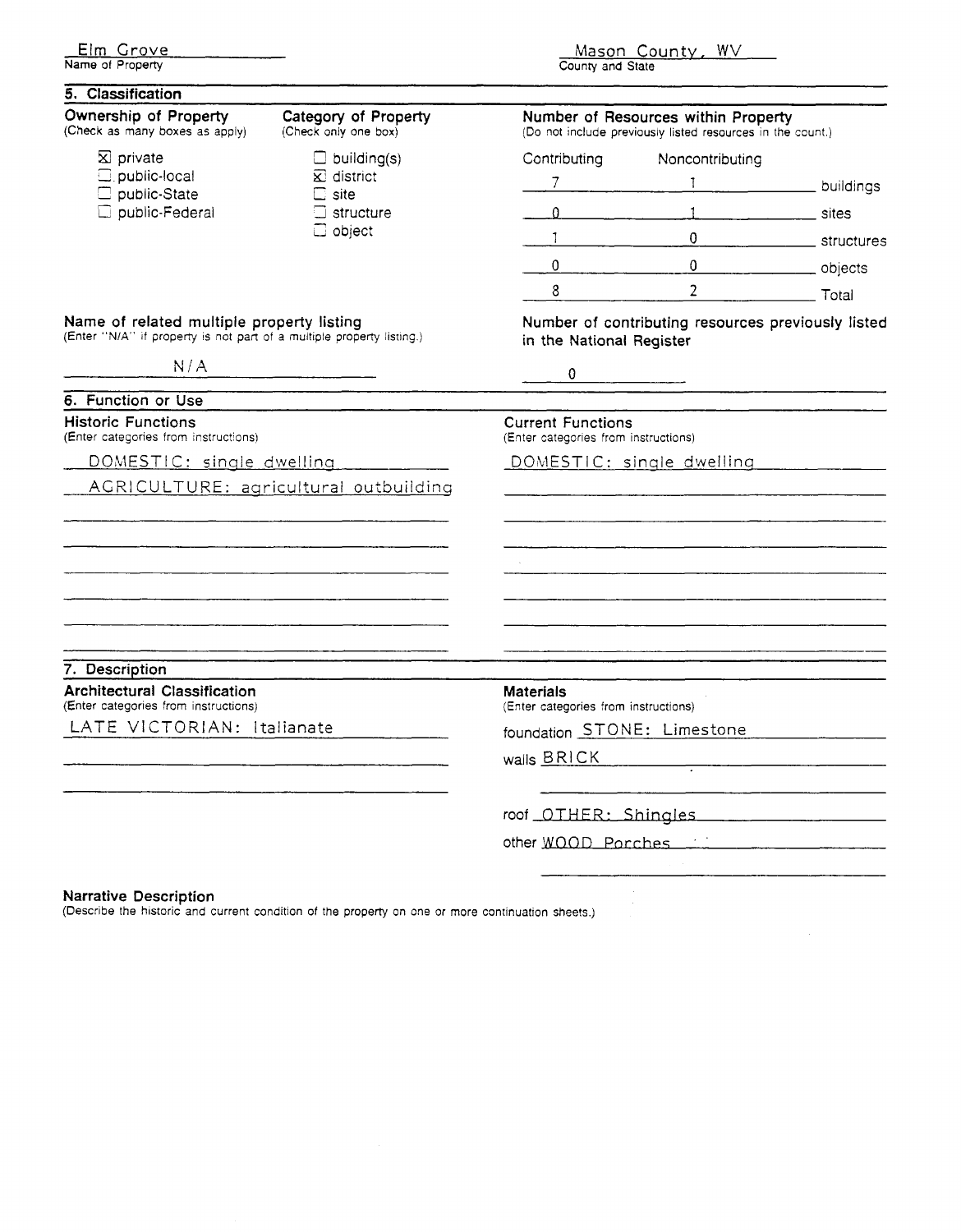Elm Grove
Name of Property

Mason County, WV
County and State

## 5. Classification

**Ownership of Property**
(Check as many boxes as apply)

- ☒ private
- ☐ public-local
- ☐ public-State
- ☐ public-Federal

**Category of Property**
(Check only one box)

- ☐ building(s)
- ☒ district
- ☐ site
- ☐ structure
- ☐ object

**Number of Resources within Property**
(Do not include previously listed resources in the count.)

| Contributing | Noncontributing | |
|---|---|---|
| 7 | 1 | buildings |
| 0 | 1 | sites |
| 1 | 0 | structures |
| 0 | 0 | objects |
| 8 | 2 | Total |

**Name of related multiple property listing**
(Enter "N/A" if property is not part of a multiple property listing.)

N/A

**Number of contributing resources previously listed in the National Register**

0

## 6. Function or Use

**Historic Functions**
(Enter categories from instructions)

DOMESTIC: single dwelling
AGRICULTURE: agricultural outbuilding

**Current Functions**
(Enter categories from instructions)

DOMESTIC: single dwelling

## 7. Description

**Architectural Classification**
(Enter categories from instructions)

LATE VICTORIAN: Italianate

**Materials**
(Enter categories from instructions)

foundation STONE: Limestone
walls BRICK
roof OTHER: Shingles
other WOOD Porches

**Narrative Description**
(Describe the historic and current condition of the property on one or more continuation sheets.)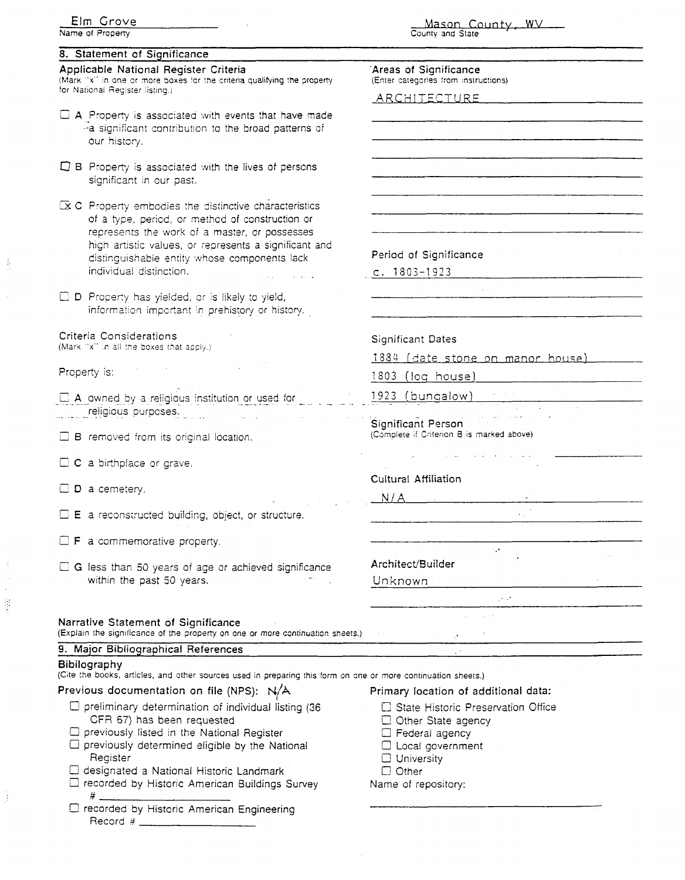Elm Grove
Name of Property

Mason County, WV
County and State

## 8. Statement of Significance

**Applicable National Register Criteria**
(Mark "x" in one or more boxes for the criteria qualifying the property for National Register listing.)

- ☐ A Property is associated with events that have made a significant contribution to the broad patterns of our history.
- ☐ B Property is associated with the lives of persons significant in our past.
- ☒ C Property embodies the distinctive characteristics of a type, period, or method of construction or represents the work of a master, or possesses high artistic values, or represents a significant and distinguishable entity whose components lack individual distinction.
- ☐ D Property has yielded, or is likely to yield, information important in prehistory or history.

**Criteria Considerations**
(Mark "x" in all the boxes that apply.)

Property is:

- ☐ A owned by a religious institution or used for religious purposes.
- ☐ B removed from its original location.
- ☐ C a birthplace or grave.
- ☐ D a cemetery.
- ☐ E a reconstructed building, object, or structure.
- ☐ F a commemorative property.
- ☐ G less than 50 years of age or achieved significance within the past 50 years.

**Areas of Significance**
(Enter categories from instructions)

ARCHITECTURE

**Period of Significance**

c. 1803-1923

**Significant Dates**

1884 (date stone on manor house)
1803 (log house)
1923 (bungalow)

**Significant Person**
(Complete if Criterion B is marked above)

**Cultural Affiliation**

N/A

**Architect/Builder**

Unknown

**Narrative Statement of Significance**
(Explain the significance of the property on one or more continuation sheets.)

## 9. Major Bibliographical References

**Bibilography**
(Cite the books, articles, and other sources used in preparing this form on one or more continuation sheets.)

**Previous documentation on file (NPS):** N/A

- ☐ preliminary determination of individual listing (36 CFR 67) has been requested
- ☐ previously listed in the National Register
- ☐ previously determined eligible by the National Register
- ☐ designated a National Historic Landmark
- ☐ recorded by Historic American Buildings Survey # ____________
- ☐ recorded by Historic American Engineering Record # ____________

**Primary location of additional data:**

- ☐ State Historic Preservation Office
- ☐ Other State agency
- ☐ Federal agency
- ☐ Local government
- ☐ University
- ☐ Other

Name of repository: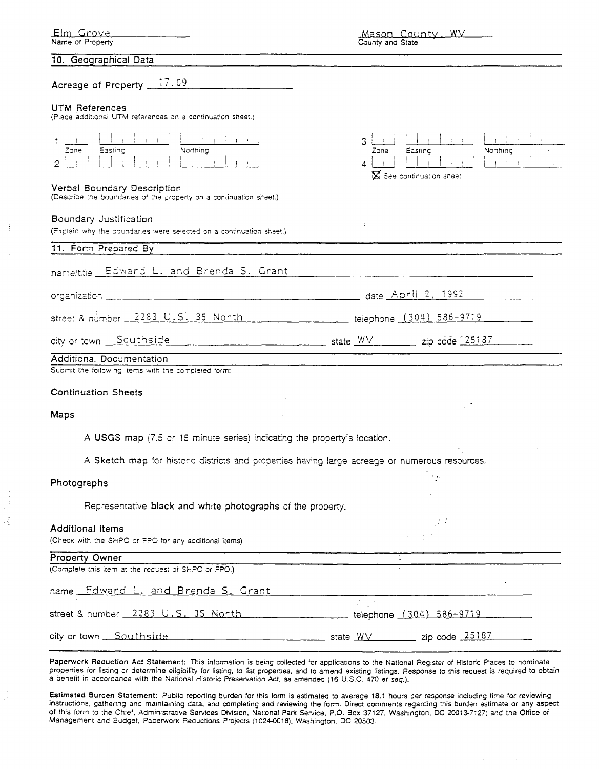Elm Grove
Name of Property

Mason County, WV
County and State

## 10. Geographical Data

Acreage of Property 17.09

**UTM References**
(Place additional UTM references on a continuation sheet.)

| | Zone | Easting | Northing | | Zone | Easting | Northing |
|---|---|---|---|---|---|---|---|
| 1 | | | | 3 | | | |
| 2 | | | | 4 | | | |

☒ See continuation sheet

**Verbal Boundary Description**
(Describe the boundaries of the property on a continuation sheet.)

**Boundary Justification**
(Explain why the boundaries were selected on a continuation sheet.)

## 11. Form Prepared By

name/title Edward L. and Brenda S. Grant

organization ________________ date April 2, 1992

street & number 2283 U.S. 35 North telephone (304) 586-9719

city or town Southside state WV zip code 25187

## Additional Documentation

Submit the following items with the completed form:

**Continuation Sheets**

**Maps**

A **USGS map** (7.5 or 15 minute series) indicating the property's location.

A **Sketch map** for historic districts and properties having large acreage or numerous resources.

**Photographs**

Representative **black and white photographs** of the property.

**Additional items**
(Check with the SHPO or FPO for any additional items)

## Property Owner

(Complete this item at the request of SHPO or FPO.)

name Edward L. and Brenda S. Grant

street & number 2283 U.S. 35 North telephone (304) 586-9719

city or town Southside state WV zip code 25187

**Paperwork Reduction Act Statement:** This information is being collected for applications to the National Register of Historic Places to nominate properties for listing or determine eligibility for listing, to list properties, and to amend existing listings. Response to this request is required to obtain a benefit in accordance with the National Historic Preservation Act, as amended (16 U.S.C. 470 *et seq.*).

**Estimated Burden Statement:** Public reporting burden for this form is estimated to average 18.1 hours per response including time for reviewing instructions, gathering and maintaining data, and completing and reviewing the form. Direct comments regarding this burden estimate or any aspect of this form to the Chief, Administrative Services Division, National Park Service, P.O. Box 37127, Washington, DC 20013-7127; and the Office of Management and Budget, Paperwork Reductions Projects (1024-0018), Washington, DC 20503.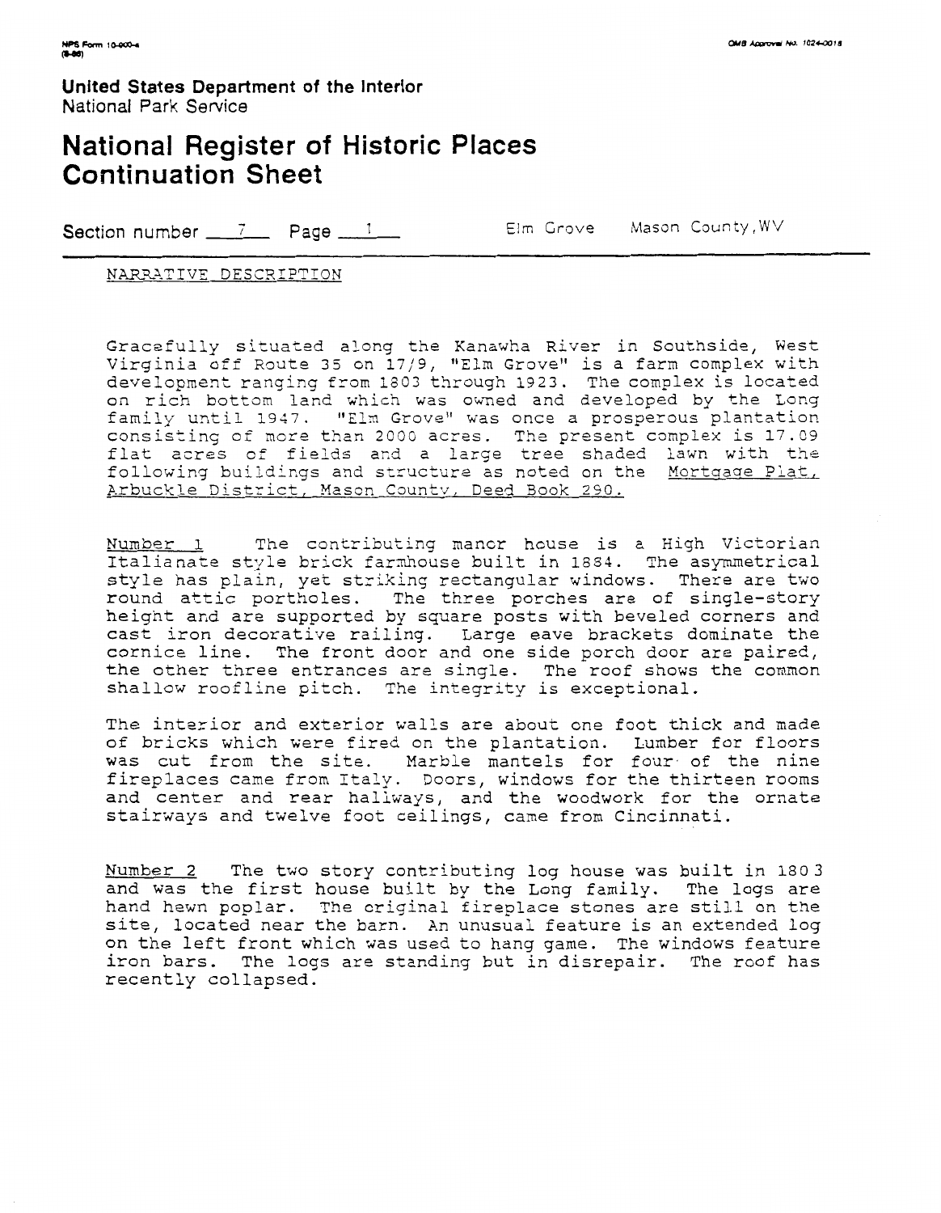United States Department of the Interior
National Park Service

# National Register of Historic Places Continuation Sheet

Section number 7 Page 1 Elm Grove Mason County, WV

NARRATIVE DESCRIPTION

Gracefully situated along the Kanawha River in Southside, West Virginia off Route 35 on 17/9, "Elm Grove" is a farm complex with development ranging from 1803 through 1923. The complex is located on rich bottom land which was owned and developed by the Long family until 1947. "Elm Grove" was once a prosperous plantation consisting of more than 2000 acres. The present complex is 17.09 flat acres of fields and a large tree shaded lawn with the following buildings and structure as noted on the Mortgage Plat, Arbuckle District, Mason County, Deed Book 290.

Number 1 The contributing manor house is a High Victorian Italianate style brick farmhouse built in 1884. The asymmetrical style has plain, yet striking rectangular windows. There are two round attic portholes. The three porches are of single-story height and are supported by square posts with beveled corners and cast iron decorative railing. Large eave brackets dominate the cornice line. The front door and one side porch door are paired, the other three entrances are single. The roof shows the common shallow roofline pitch. The integrity is exceptional.

The interior and exterior walls are about one foot thick and made of bricks which were fired on the plantation. Lumber for floors was cut from the site. Marble mantels for four of the nine fireplaces came from Italy. Doors, windows for the thirteen rooms and center and rear hallways, and the woodwork for the ornate stairways and twelve foot ceilings, came from Cincinnati.

Number 2 The two story contributing log house was built in 1803 and was the first house built by the Long family. The logs are hand hewn poplar. The original fireplace stones are still on the site, located near the barn. An unusual feature is an extended log on the left front which was used to hang game. The windows feature iron bars. The logs are standing but in disrepair. The roof has recently collapsed.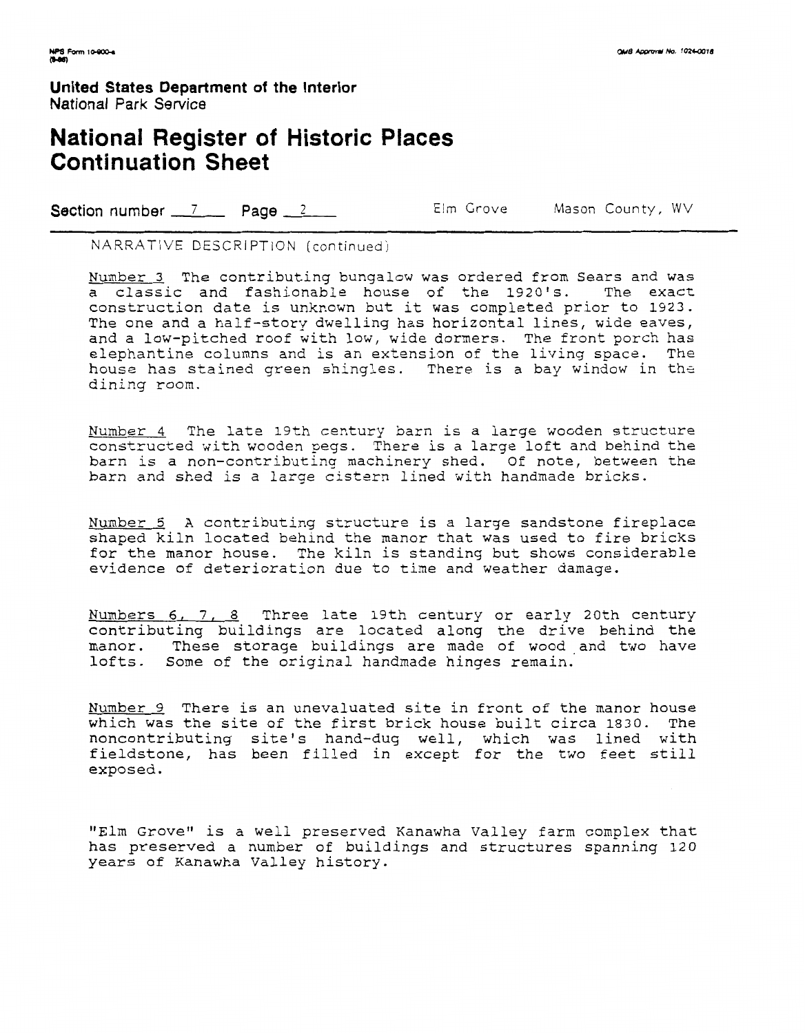**United States Department of the Interior**
National Park Service

# National Register of Historic Places Continuation Sheet

**Section number** 7 **Page** 2 Elm Grove Mason County, WV

NARRATIVE DESCRIPTION (continued)

Number 3 The contributing bungalow was ordered from Sears and was a classic and fashionable house of the 1920's. The exact construction date is unknown but it was completed prior to 1923. The one and a half-story dwelling has horizontal lines, wide eaves, and a low-pitched roof with low, wide dormers. The front porch has elephantine columns and is an extension of the living space. The house has stained green shingles. There is a bay window in the dining room.

Number 4 The late 19th century barn is a large wooden structure constructed with wooden pegs. There is a large loft and behind the barn is a non-contributing machinery shed. Of note, between the barn and shed is a large cistern lined with handmade bricks.

Number 5 A contributing structure is a large sandstone fireplace shaped kiln located behind the manor that was used to fire bricks for the manor house. The kiln is standing but shows considerable evidence of deterioration due to time and weather damage.

Numbers 6, 7, 8 Three late 19th century or early 20th century contributing buildings are located along the drive behind the manor. These storage buildings are made of wood and two have lofts. Some of the original handmade hinges remain.

Number 9 There is an unevaluated site in front of the manor house which was the site of the first brick house built circa 1830. The noncontributing site's hand-dug well, which was lined with fieldstone, has been filled in except for the two feet still exposed.

"Elm Grove" is a well preserved Kanawha Valley farm complex that has preserved a number of buildings and structures spanning 120 years of Kanawha Valley history.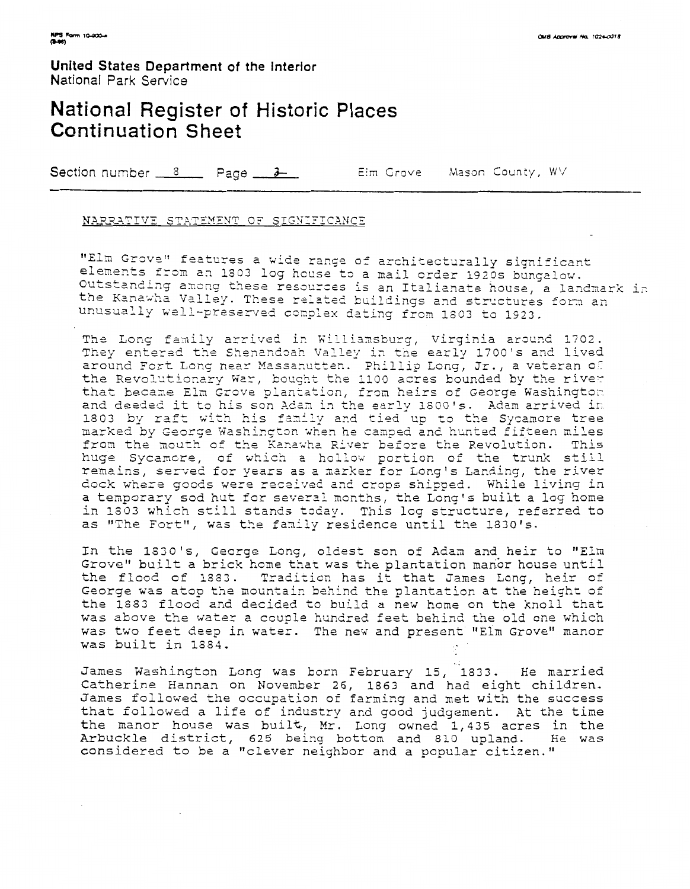**United States Department of the Interior**
National Park Service

# National Register of Historic Places Continuation Sheet

Section number 8 Page 2 Elm Grove Mason County, WV

## NARRATIVE STATEMENT OF SIGNIFICANCE

"Elm Grove" features a wide range of architecturally significant elements from an 1803 log house to a mail order 1920s bungalow. Outstanding among these resources is an Italianate house, a landmark in the Kanawha Valley. These related buildings and structures form an unusually well-preserved complex dating from 1803 to 1923.

The Long family arrived in Williamsburg, Virginia around 1702. They entered the Shenandoah Valley in the early 1700's and lived around Fort Long near Massanutten. Phillip Long, Jr., a veteran of the Revolutionary War, bought the 1100 acres bounded by the river that became Elm Grove plantation, from heirs of George Washington and deeded it to his son Adam in the early 1800's. Adam arrived in 1803 by raft with his family and tied up to the Sycamore tree marked by George Washington when he camped and hunted fifteen miles from the mouth of the Kanawha River before the Revolution. This huge Sycamore, of which a hollow portion of the trunk still remains, served for years as a marker for Long's Landing, the river dock where goods were received and crops shipped. While living in a temporary sod hut for several months, the Long's built a log home in 1803 which still stands today. This log structure, referred to as "The Fort", was the family residence until the 1830's.

In the 1830's, George Long, oldest son of Adam and heir to "Elm Grove" built a brick home that was the plantation manor house until the flood of 1883. Tradition has it that James Long, heir of George was atop the mountain behind the plantation at the height of the 1883 flood and decided to build a new home on the knoll that was above the water a couple hundred feet behind the old one which was two feet deep in water. The new and present "Elm Grove" manor was built in 1884.

James Washington Long was born February 15, 1833. He married Catherine Hannan on November 26, 1863 and had eight children. James followed the occupation of farming and met with the success that followed a life of industry and good judgement. At the time the manor house was built, Mr. Long owned 1,435 acres in the Arbuckle district, 625 being bottom and 810 upland. He was considered to be a "clever neighbor and a popular citizen."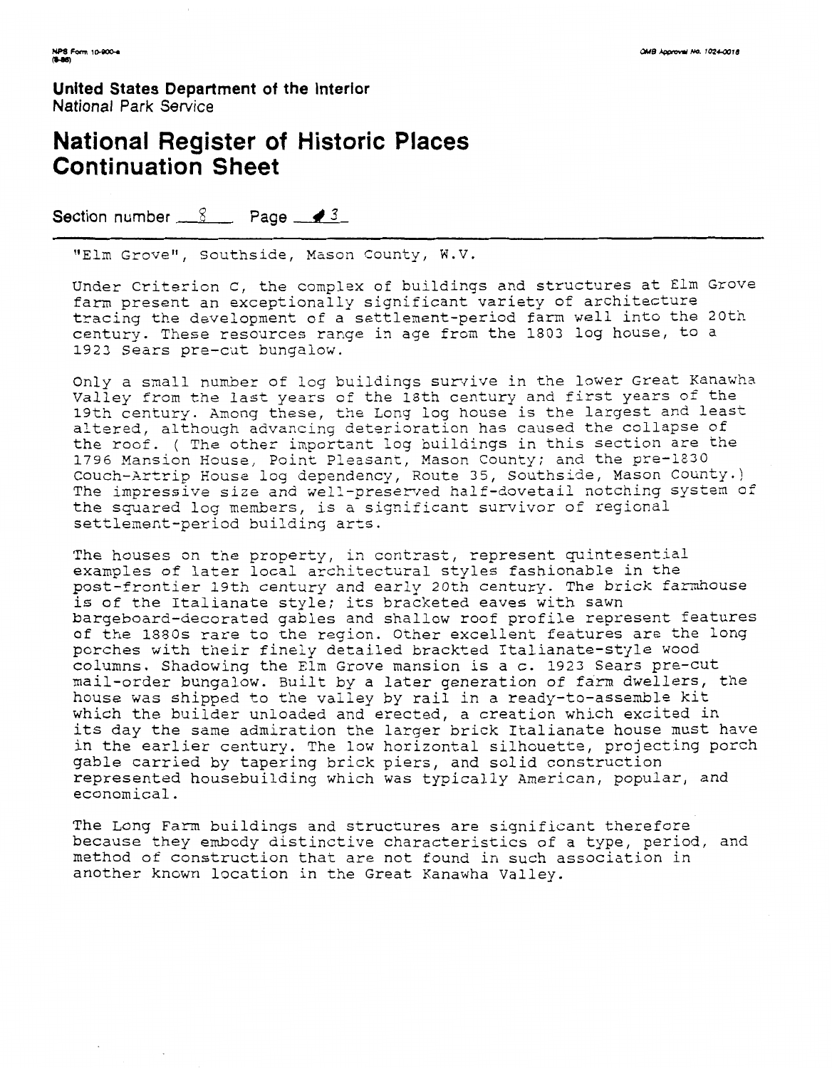United States Department of the Interior
National Park Service

# National Register of Historic Places Continuation Sheet

Section number 8 Page 3

"Elm Grove", Southside, Mason County, W.V.

Under Criterion C, the complex of buildings and structures at Elm Grove farm present an exceptionally significant variety of architecture tracing the development of a settlement-period farm well into the 20th century. These resources range in age from the 1803 log house, to a 1923 Sears pre-cut bungalow.

Only a small number of log buildings survive in the lower Great Kanawha Valley from the last years of the 18th century and first years of the 19th century. Among these, the Long log house is the largest and least altered, although advancing deterioration has caused the collapse of the roof. ( The other important log buildings in this section are the 1796 Mansion House, Point Pleasant, Mason County; and the pre-1830 Couch-Artrip House log dependency, Route 35, Southside, Mason County.) The impressive size and well-preserved half-dovetail notching system of the squared log members, is a significant survivor of regional settlement-period building arts.

The houses on the property, in contrast, represent quintesential examples of later local architectural styles fashionable in the post-frontier 19th century and early 20th century. The brick farmhouse is of the Italianate style; its bracketed eaves with sawn bargeboard-decorated gables and shallow roof profile represent features of the 1880s rare to the region. Other excellent features are the long porches with their finely detailed brackted Italianate-style wood columns. Shadowing the Elm Grove mansion is a c. 1923 Sears pre-cut mail-order bungalow. Built by a later generation of farm dwellers, the house was shipped to the valley by rail in a ready-to-assemble kit which the builder unloaded and erected, a creation which excited in its day the same admiration the larger brick Italianate house must have in the earlier century. The low horizontal silhouette, projecting porch gable carried by tapering brick piers, and solid construction represented housebuilding which was typically American, popular, and economical.

The Long Farm buildings and structures are significant therefore because they embody distinctive characteristics of a type, period, and method of construction that are not found in such association in another known location in the Great Kanawha Valley.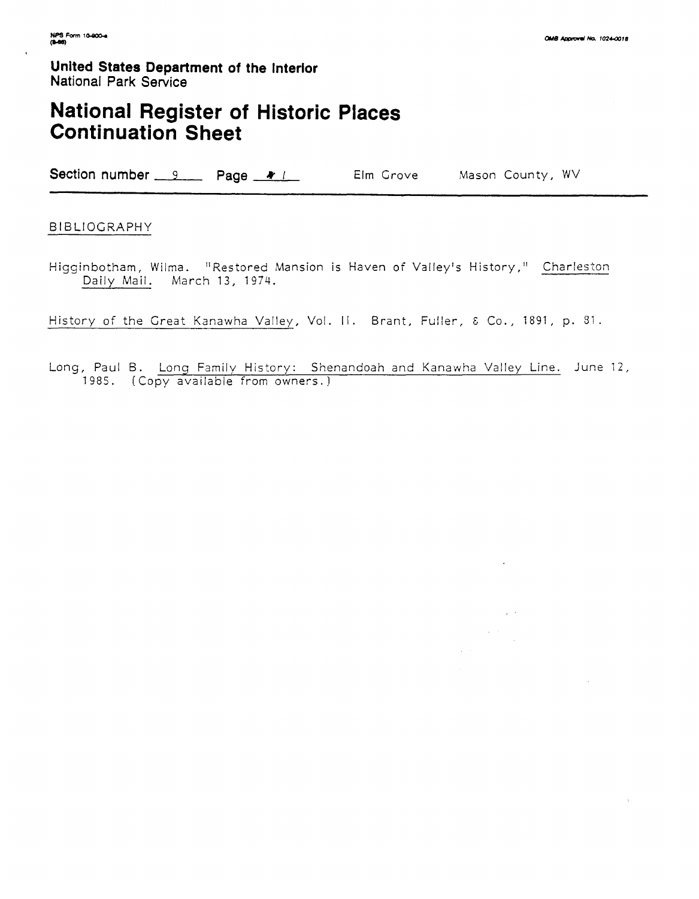**United States Department of the Interior**
National Park Service

# National Register of Historic Places Continuation Sheet

**Section number** 9 **Page** 1 Elm Grove Mason County, WV

BIBLIOGRAPHY

Higginbotham, Wilma. "Restored Mansion is Haven of Valley's History," Charleston Daily Mail. March 13, 1974.

History of the Great Kanawha Valley, Vol. II. Brant, Fuller, & Co., 1891, p. 81.

Long, Paul B. Long Family History: Shenandoah and Kanawha Valley Line. June 12, 1985. (Copy available from owners.)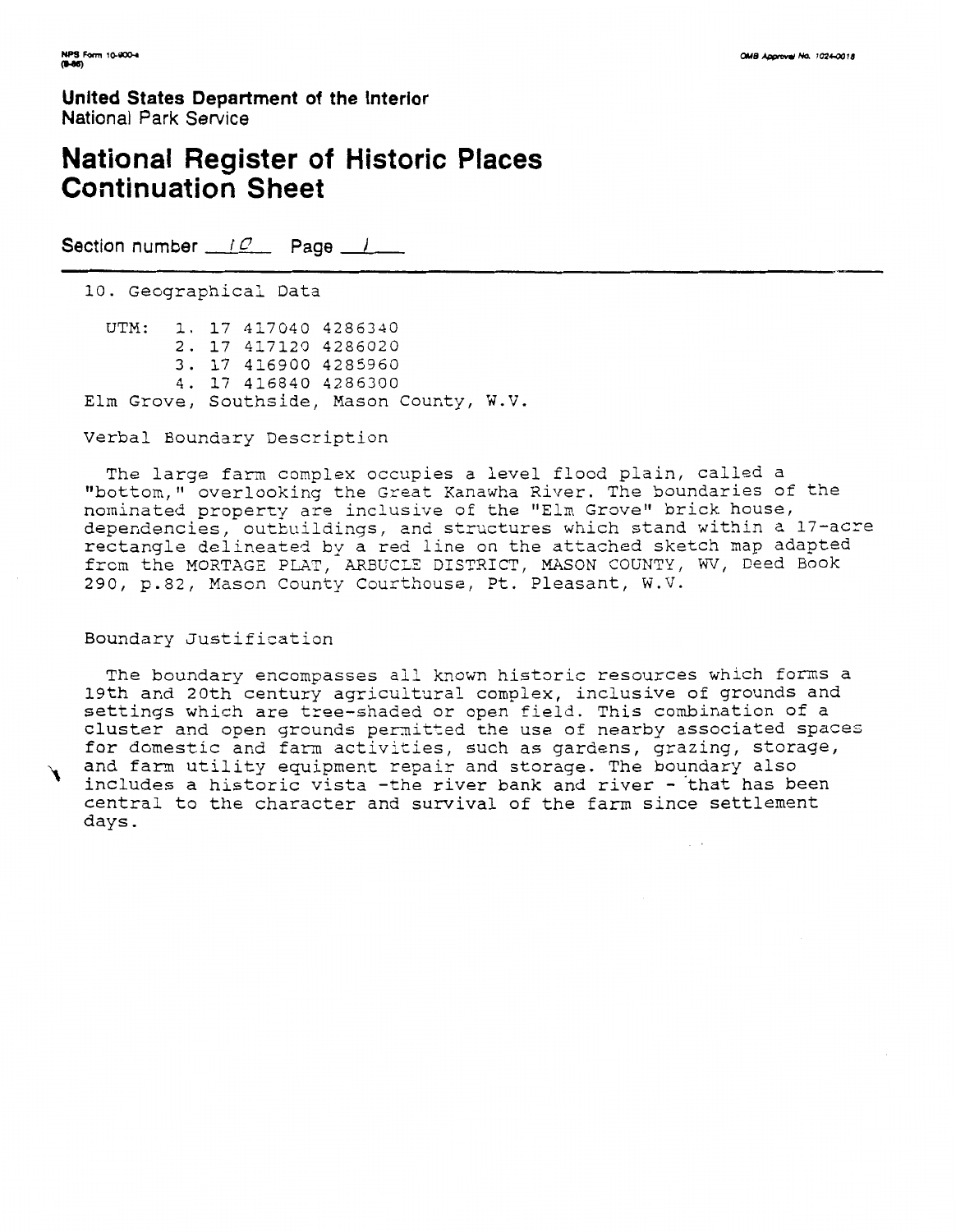United States Department of the Interior
National Park Service

# National Register of Historic Places Continuation Sheet

Section number 10 Page 1

10. Geographical Data

UTM:
1. 17 417040 4286340
2. 17 417120 4286020
3. 17 416900 4285960
4. 17 416840 4286300

Elm Grove, Southside, Mason County, W.V.

Verbal Boundary Description

The large farm complex occupies a level flood plain, called a "bottom," overlooking the Great Kanawha River. The boundaries of the nominated property are inclusive of the "Elm Grove" brick house, dependencies, outbuildings, and structures which stand within a 17-acre rectangle delineated by a red line on the attached sketch map adapted from the MORTAGE PLAT, ARBUCLE DISTRICT, MASON COUNTY, WV, Deed Book 290, p.82, Mason County Courthouse, Pt. Pleasant, W.V.

Boundary Justification

The boundary encompasses all known historic resources which forms a 19th and 20th century agricultural complex, inclusive of grounds and settings which are tree-shaded or open field. This combination of a cluster and open grounds permitted the use of nearby associated spaces for domestic and farm activities, such as gardens, grazing, storage, and farm utility equipment repair and storage. The boundary also includes a historic vista -the river bank and river - that has been central to the character and survival of the farm since settlement days.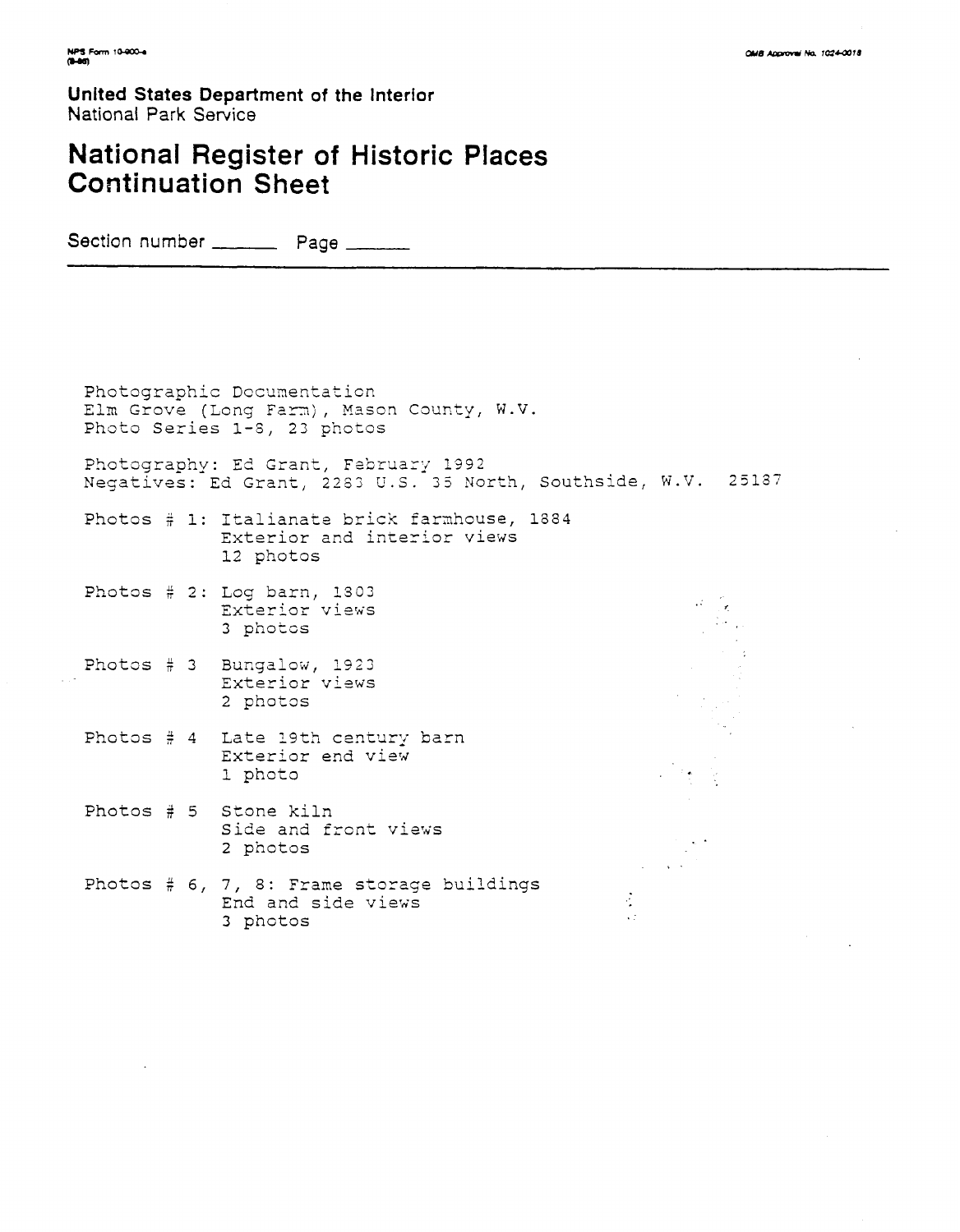United States Department of the Interior
National Park Service

# National Register of Historic Places Continuation Sheet

Section number ______ Page ______

Photographic Documentation
Elm Grove (Long Farm), Mason County, W.V.
Photo Series 1-8, 23 photos

Photography: Ed Grant, February 1992
Negatives: Ed Grant, 2283 U.S. 35 North, Southside, W.V. 25187

Photos # 1: Italianate brick farmhouse, 1884
Exterior and interior views
12 photos

Photos # 2: Log barn, 1803
Exterior views
3 photos

Photos # 3 Bungalow, 1923
Exterior views
2 photos

Photos # 4 Late 19th century barn
Exterior end view
1 photo

Photos # 5 Stone kiln
Side and front views
2 photos

Photos # 6, 7, 8: Frame storage buildings
End and side views
3 photos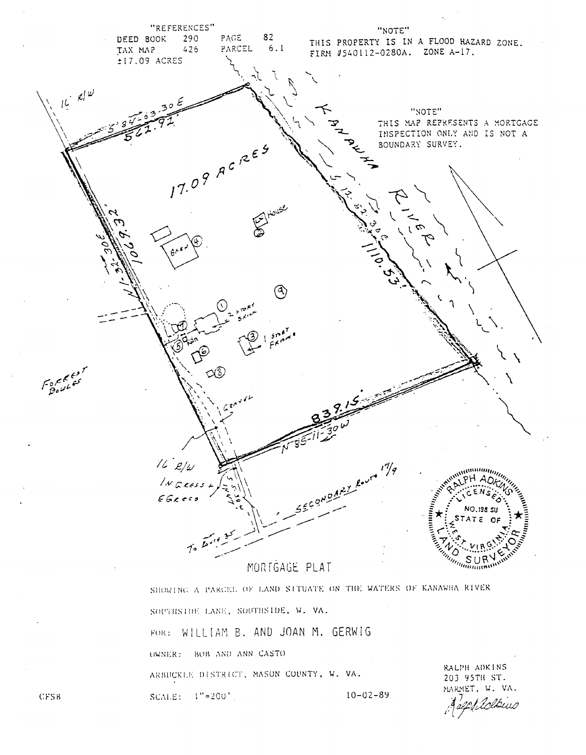"REFERENCES"
DEED BOOK 290 PAGE 82
TAX MAP 426 PARCEL 6.1
±17.09 ACRES

"NOTE"
THIS PROPERTY IS IN A FLOOD HAZARD ZONE.
FIRM #540112-0280A. ZONE A-17.

"NOTE"
THIS MAP REPRESENTS A MORTGAGE INSPECTION ONLY AND IS NOT A BOUNDARY SURVEY.

16' R/W

S 84-03-30 E
562.92'

17.09 ACRES

KANAWHA RIVER

S 12-52-30 E
1110.53'

N 1-32-30 E
1069.32'

House
BARN
2 STORY BRICK
1 STORY FRAME

FORREST BOWLES

GRAVEL

839.15'
N 85-11-30 W

16' R/W
INGRESS + EGRESS

SECONDARY ROUTE 17/9

To Route 35

RALPH ADKINS
LICENSED
NO. 198 SU
STATE OF WEST VIRGINIA
LAND SURVEYOR

# MORTGAGE PLAT

SHOWING A PARCEL OF LAND SITUATE ON THE WATERS OF KANAWHA RIVER

SOUTHSIDE LANE, SOUTHSIDE, W. VA.

FOR: WILLIAM B. AND JOAN M. GERWIG

OWNER: BOB AND ANN CASTO

ARBUCKLE DISTRICT, MASON COUNTY, W. VA.

SCALE: 1"=200'

10-02-89

RALPH ADKINS
203 95TH ST.
MARMET, W. VA.
Ralph Adkins

CFSB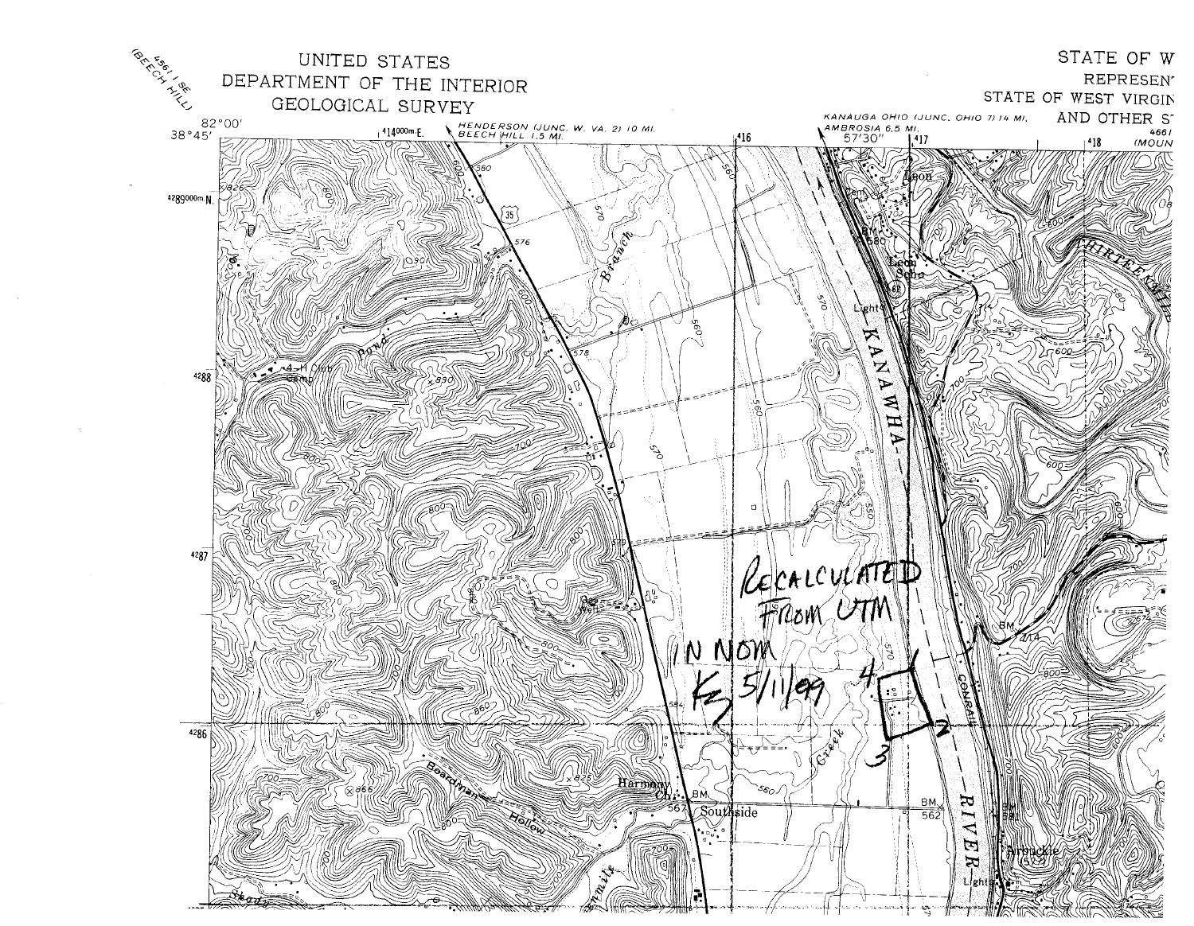UNITED STATES
DEPARTMENT OF THE INTERIOR
GEOLOGICAL SURVEY

STATE OF W
REPRESEN
STATE OF WEST VIRGIN
AND OTHER S

4561 I SE
(BEECH HILL)

82°00'
38°45'

414000m.E.

HENDERSON (JUNC. W. VA. 2) 10 MI.
BEECH HILL 1.5 MI.

416

KANAUGA OHIO (JUNC. OHIO 7) 14 MI.
AMBROSIA 6.5 MI.

57'30"

417

418

4661
(MOUN

4289000m.N.

4288

4287

4286

RECALCULATED
FROM UTM
IN NOM
KS 5/11/99

4
2
3

KANAWHA
RIVER
CONRAIL

Leon
Leon Sch
BM 580
Light
Pond
Branch
4-H Club Camp
THIRTEENMILE
Boardman Hollow
Harmony Ch.
BM 567
Southside
BM 562
Arbuckle
Light
Greek
BM 614
35